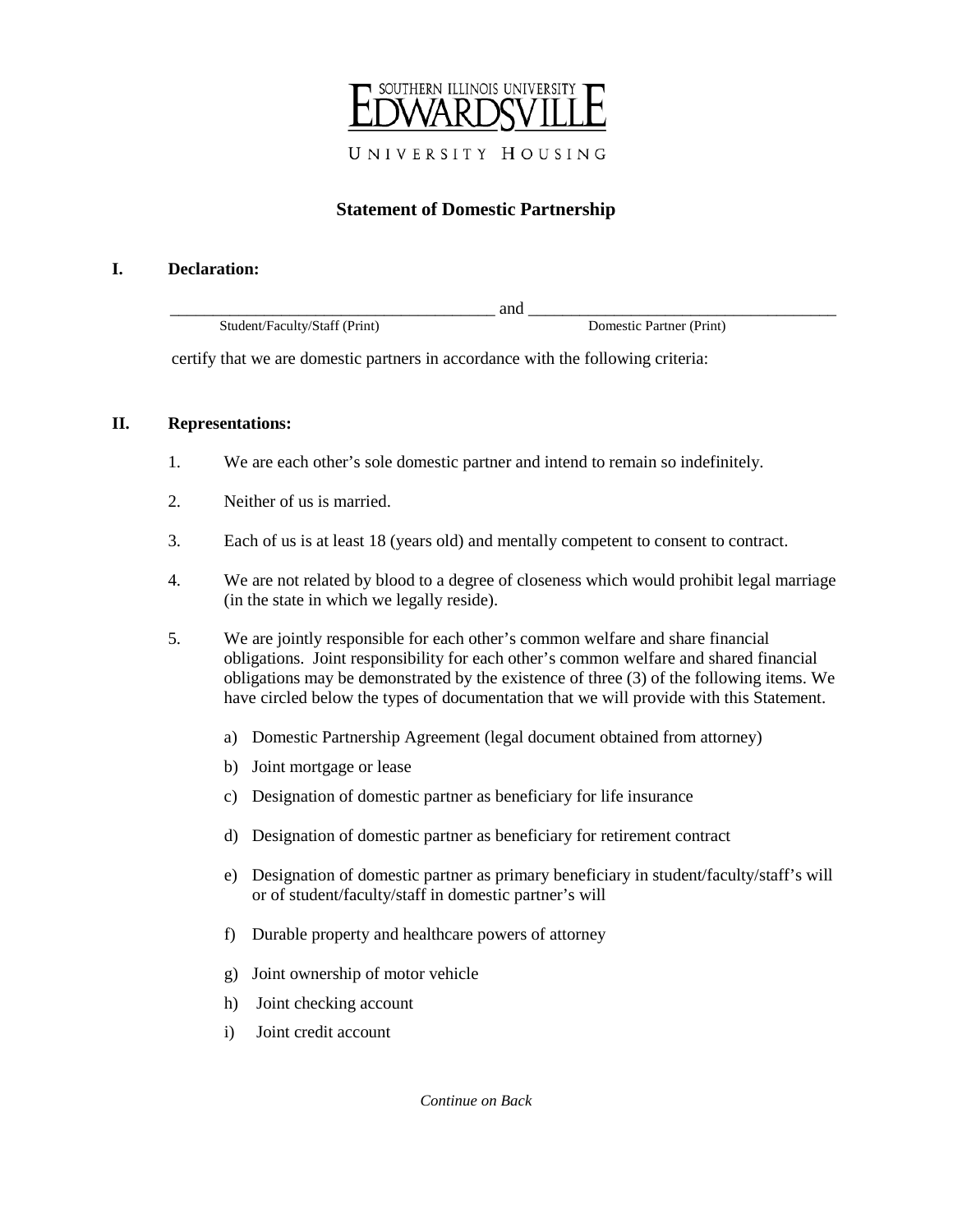SOUTHERN ILLINOIS UNIVERSITY EDWARDSVILLE

UNIVERSITY HOUSING

# Statement of Domestic Partnership

## I. Declaration:

_______________________________________ and _______________________________________
Student/Faculty/Staff (Print) Domestic Partner (Print)

certify that we are domestic partners in accordance with the following criteria:

## II. Representations:

1. We are each other's sole domestic partner and intend to remain so indefinitely.

2. Neither of us is married.

3. Each of us is at least 18 (years old) and mentally competent to consent to contract.

4. We are not related by blood to a degree of closeness which would prohibit legal marriage (in the state in which we legally reside).

5. We are jointly responsible for each other's common welfare and share financial obligations. Joint responsibility for each other's common welfare and shared financial obligations may be demonstrated by the existence of three (3) of the following items. We have circled below the types of documentation that we will provide with this Statement.

   a) Domestic Partnership Agreement (legal document obtained from attorney)

   b) Joint mortgage or lease

   c) Designation of domestic partner as beneficiary for life insurance

   d) Designation of domestic partner as beneficiary for retirement contract

   e) Designation of domestic partner as primary beneficiary in student/faculty/staff's will or of student/faculty/staff in domestic partner's will

   f) Durable property and healthcare powers of attorney

   g) Joint ownership of motor vehicle

   h) Joint checking account

   i) Joint credit account

*Continue on Back*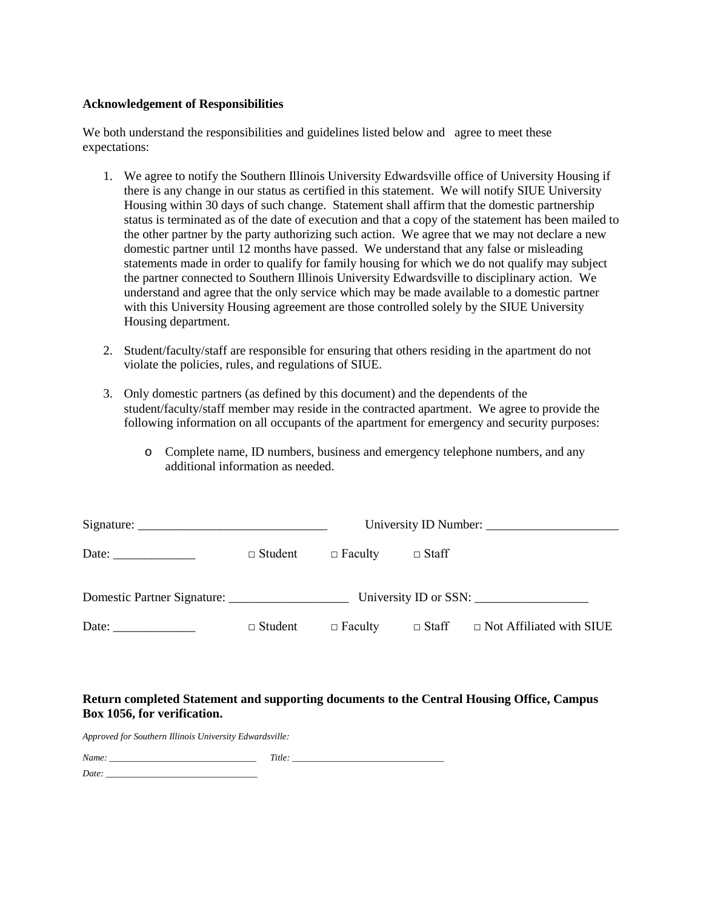**Acknowledgement of Responsibilities**

We both understand the responsibilities and guidelines listed below and agree to meet these expectations:

1. We agree to notify the Southern Illinois University Edwardsville office of University Housing if there is any change in our status as certified in this statement. We will notify SIUE University Housing within 30 days of such change. Statement shall affirm that the domestic partnership status is terminated as of the date of execution and that a copy of the statement has been mailed to the other partner by the party authorizing such action. We agree that we may not declare a new domestic partner until 12 months have passed. We understand that any false or misleading statements made in order to qualify for family housing for which we do not qualify may subject the partner connected to Southern Illinois University Edwardsville to disciplinary action. We understand and agree that the only service which may be made available to a domestic partner with this University Housing agreement are those controlled solely by the SIUE University Housing department.

2. Student/faculty/staff are responsible for ensuring that others residing in the apartment do not violate the policies, rules, and regulations of SIUE.

3. Only domestic partners (as defined by this document) and the dependents of the student/faculty/staff member may reside in the contracted apartment. We agree to provide the following information on all occupants of the apartment for emergency and security purposes:

    - Complete name, ID numbers, business and emergency telephone numbers, and any additional information as needed.

Signature: ______________________________ University ID Number: _____________________

Date: _____________ □ Student □ Faculty □ Staff

Domestic Partner Signature: ___________________ University ID or SSN: __________________

Date: _____________ □ Student □ Faculty □ Staff □ Not Affiliated with SIUE

**Return completed Statement and supporting documents to the Central Housing Office, Campus Box 1056, for verification.**

*Approved for Southern Illinois University Edwardsville:*

*Name:* ______________________________ *Title:* ______________________________

*Date:* ______________________________